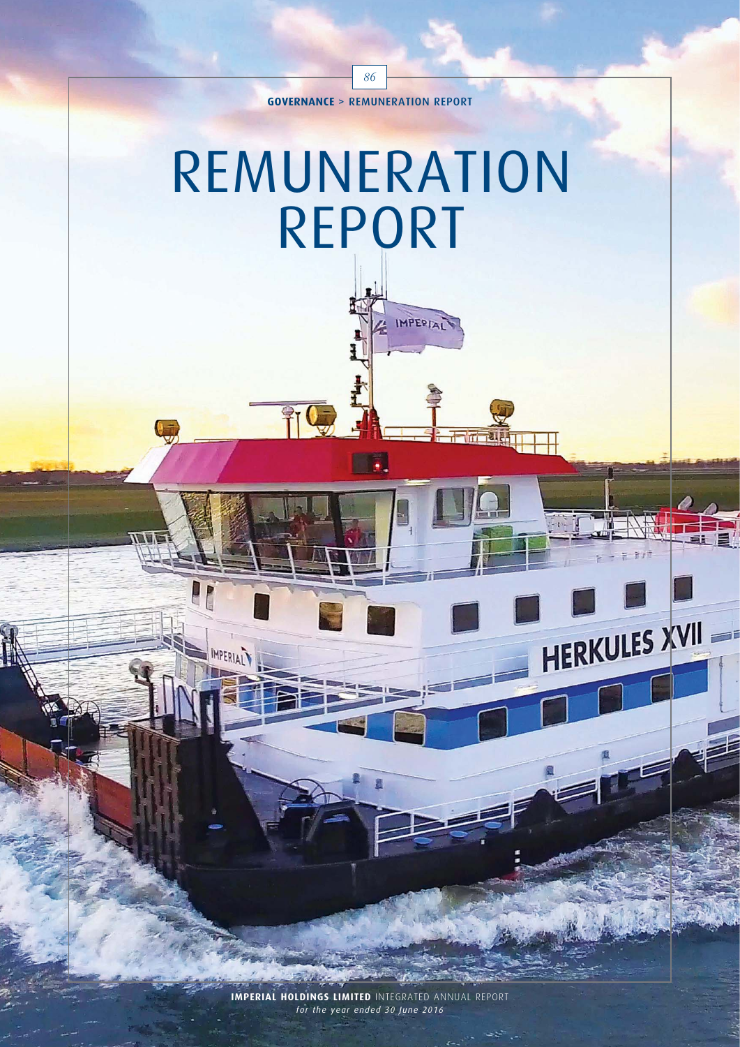# REMUNERATION REPORT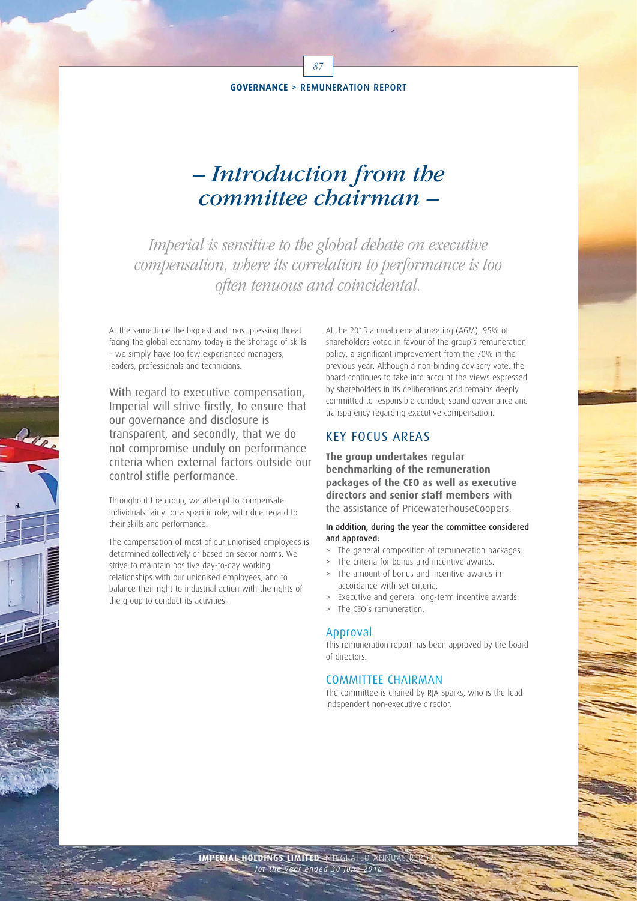# – Introduction from the committee chairman –

*Imperial is sensitive to the global debate on executive compensation, where its correlation to performance is too often tenuous and coincidental.*

At the same time the biggest and most pressing threat facing the global economy today is the shortage of skills – we simply have too few experienced managers, leaders, professionals and technicians.

With regard to executive compensation, Imperial will strive firstly, to ensure that our governance and disclosure is transparent, and secondly, that we do not compromise unduly on performance criteria when external factors outside our control stifle performance.

Throughout the group, we attempt to compensate individuals fairly for a specific role, with due regard to their skills and performance.

The compensation of most of our unionised employees is determined collectively or based on sector norms. We strive to maintain positive day-to-day working relationships with our unionised employees, and to balance their right to industrial action with the rights of the group to conduct its activities.

At the 2015 annual general meeting (AGM), 95% of shareholders voted in favour of the group's remuneration policy, a significant improvement from the 70% in the previous year. Although a non-binding advisory vote, the board continues to take into account the views expressed by shareholders in its deliberations and remains deeply committed to responsible conduct, sound governance and transparency regarding executive compensation.

## KEY FOCUS AREAS

**The group undertakes regular benchmarking of the remuneration packages of the CEO as well as executive directors and senior staff members** with the assistance of PricewaterhouseCoopers.

**In addition, during the year the committee considered and approved:**

- The general composition of remuneration packages.
- The criteria for bonus and incentive awards.
- The amount of bonus and incentive awards in accordance with set criteria.
- Executive and general long-term incentive awards.
- The CEO's remuneration.

### Approval

This remuneration report has been approved by the board of directors.

## COMMITTEE CHAIRMAN

The committee is chaired by RJA Sparks, who is the lead independent non-executive director.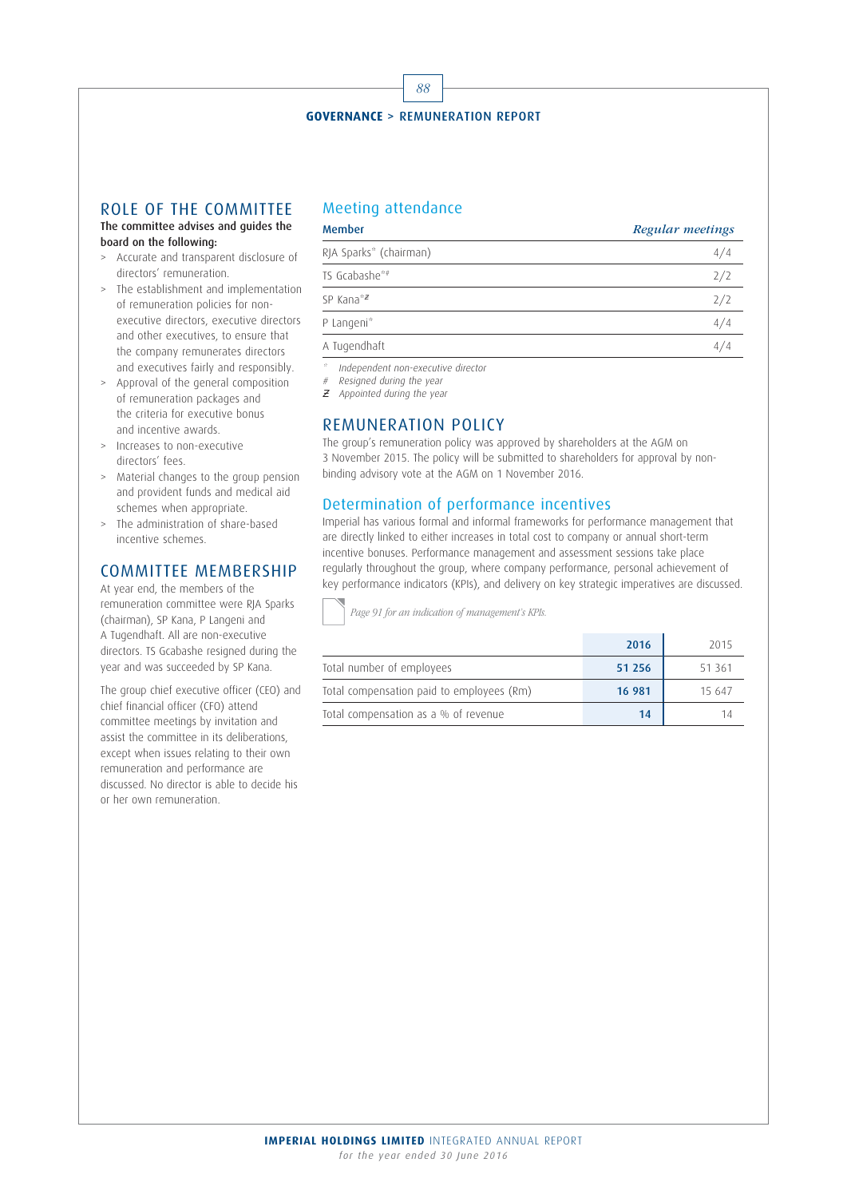## ROLE OF THE COMMITTEE

**The committee advises and guides the board on the following:**

- Accurate and transparent disclosure of directors' remuneration.
- The establishment and implementation of remuneration policies for non-executive directors, executive directors and other executives, to ensure that the company remunerates directors and executives fairly and responsibly.
- Approval of the general composition of remuneration packages and the criteria for executive bonus and incentive awards.
- Increases to non-executive directors' fees.
- Material changes to the group pension and provident funds and medical aid schemes when appropriate.
- The administration of share-based incentive schemes.

## COMMITTEE MEMBERSHIP

At year end, the members of the remuneration committee were RJA Sparks (chairman), SP Kana, P Langeni and A Tugendhaft. All are non-executive directors. TS Gcabashe resigned during the year and was succeeded by SP Kana.

The group chief executive officer (CEO) and chief financial officer (CFO) attend committee meetings by invitation and assist the committee in its deliberations, except when issues relating to their own remuneration and performance are discussed. No director is able to decide his or her own remuneration.

### Meeting attendance

| Member | *Regular meetings* |
|---|---|
| RJA Sparks* (chairman) | 4/4 |
| TS Gcabashe*# | 2/2 |
| SP Kana*ƶ | 2/2 |
| P Langeni* | 4/4 |
| A Tugendhaft | 4/4 |

\* *Independent non-executive director*
\# *Resigned during the year*
ƶ *Appointed during the year*

## REMUNERATION POLICY

The group's remuneration policy was approved by shareholders at the AGM on 3 November 2015. The policy will be submitted to shareholders for approval by non-binding advisory vote at the AGM on 1 November 2016.

### Determination of performance incentives

Imperial has various formal and informal frameworks for performance management that are directly linked to either increases in total cost to company or annual short-term incentive bonuses. Performance management and assessment sessions take place regularly throughout the group, where company performance, personal achievement of key performance indicators (KPIs), and delivery on key strategic imperatives are discussed.

*Page 91 for an indication of management's KPIs.*

| | **2016** | 2015 |
|---|---|---|
| Total number of employees | **51 256** | 51 361 |
| Total compensation paid to employees (Rm) | **16 981** | 15 647 |
| Total compensation as a % of revenue | **14** | 14 |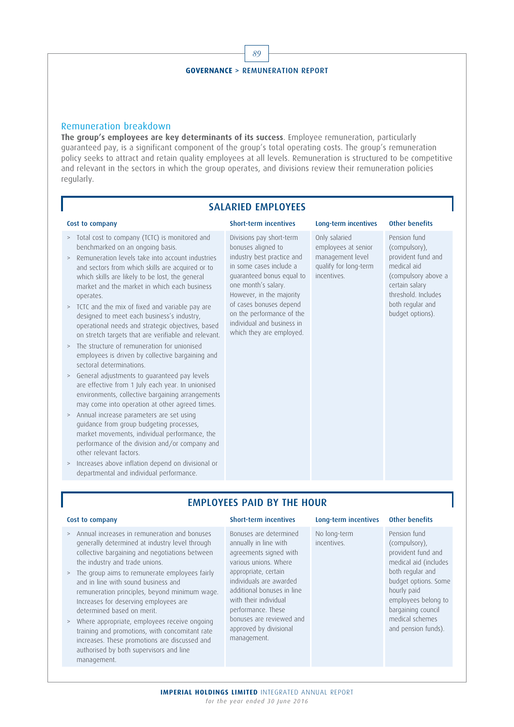## Remuneration breakdown

**The group's employees are key determinants of its success**. Employee remuneration, particularly guaranteed pay, is a significant component of the group's total operating costs. The group's remuneration policy seeks to attract and retain quality employees at all levels. Remuneration is structured to be competitive and relevant in the sectors in which the group operates, and divisions review their remuneration policies regularly.

### SALARIED EMPLOYEES

| Cost to company | Short-term incentives | Long-term incentives | Other benefits |
|---|---|---|---|
| > Total cost to company (TCTC) is monitored and benchmarked on an ongoing basis.<br>> Remuneration levels take into account industries and sectors from which skills are acquired or to which skills are likely to be lost, the general market and the market in which each business operates.<br>> TCTC and the mix of fixed and variable pay are designed to meet each business's industry, operational needs and strategic objectives, based on stretch targets that are verifiable and relevant.<br>> The structure of remuneration for unionised employees is driven by collective bargaining and sectoral determinations.<br>> General adjustments to guaranteed pay levels are effective from 1 July each year. In unionised environments, collective bargaining arrangements may come into operation at other agreed times.<br>> Annual increase parameters are set using guidance from group budgeting processes, market movements, individual performance, the performance of the division and/or company and other relevant factors.<br>> Increases above inflation depend on divisional or departmental and individual performance. | Divisions pay short-term bonuses aligned to industry best practice and in some cases include a guaranteed bonus equal to one month's salary. However, in the majority of cases bonuses depend on the performance of the individual and business in which they are employed. | Only salaried employees at senior management level qualify for long-term incentives. | Pension fund (compulsory), provident fund and medical aid (compulsory above a certain salary threshold. Includes both regular and budget options). |

### EMPLOYEES PAID BY THE HOUR

| Cost to company | Short-term incentives | Long-term incentives | Other benefits |
|---|---|---|---|
| > Annual increases in remuneration and bonuses generally determined at industry level through collective bargaining and negotiations between the industry and trade unions.<br>> The group aims to remunerate employees fairly and in line with sound business and remuneration principles, beyond minimum wage. Increases for deserving employees are determined based on merit.<br>> Where appropriate, employees receive ongoing training and promotions, with concomitant rate increases. These promotions are discussed and authorised by both supervisors and line management. | Bonuses are determined annually in line with agreements signed with various unions. Where appropriate, certain individuals are awarded additional bonuses in line with their individual performance. These bonuses are reviewed and approved by divisional management. | No long-term incentives. | Pension fund (compulsory), provident fund and medical aid (includes both regular and budget options. Some hourly paid employees belong to bargaining council medical schemes and pension funds). |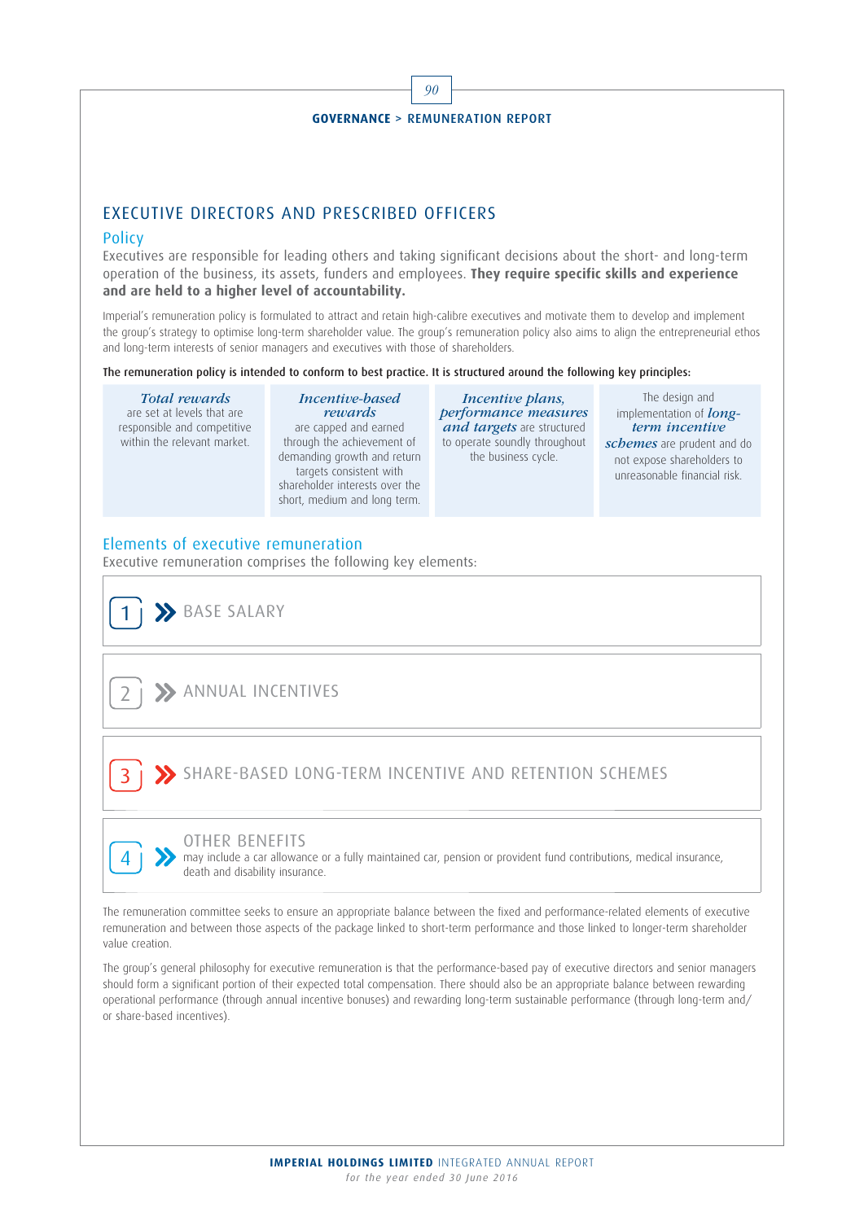## EXECUTIVE DIRECTORS AND PRESCRIBED OFFICERS

### Policy

Executives are responsible for leading others and taking significant decisions about the short- and long-term operation of the business, its assets, funders and employees. **They require specific skills and experience and are held to a higher level of accountability.**

Imperial's remuneration policy is formulated to attract and retain high-calibre executives and motivate them to develop and implement the group's strategy to optimise long-term shareholder value. The group's remuneration policy also aims to align the entrepreneurial ethos and long-term interests of senior managers and executives with those of shareholders.

**The remuneration policy is intended to conform to best practice. It is structured around the following key principles:**

- ***Total rewards*** are set at levels that are responsible and competitive within the relevant market.
- ***Incentive-based rewards*** are capped and earned through the achievement of demanding growth and return targets consistent with shareholder interests over the short, medium and long term.
- ***Incentive plans, performance measures and targets*** are structured to operate soundly throughout the business cycle.
- The design and implementation of ***long-term incentive schemes*** are prudent and do not expose shareholders to unreasonable financial risk.

### Elements of executive remuneration

Executive remuneration comprises the following key elements:

1. BASE SALARY
2. ANNUAL INCENTIVES
3. SHARE-BASED LONG-TERM INCENTIVE AND RETENTION SCHEMES
4. OTHER BENEFITS
   may include a car allowance or a fully maintained car, pension or provident fund contributions, medical insurance, death and disability insurance.

The remuneration committee seeks to ensure an appropriate balance between the fixed and performance-related elements of executive remuneration and between those aspects of the package linked to short-term performance and those linked to longer-term shareholder value creation.

The group's general philosophy for executive remuneration is that the performance-based pay of executive directors and senior managers should form a significant portion of their expected total compensation. There should also be an appropriate balance between rewarding operational performance (through annual incentive bonuses) and rewarding long-term sustainable performance (through long-term and/or share-based incentives).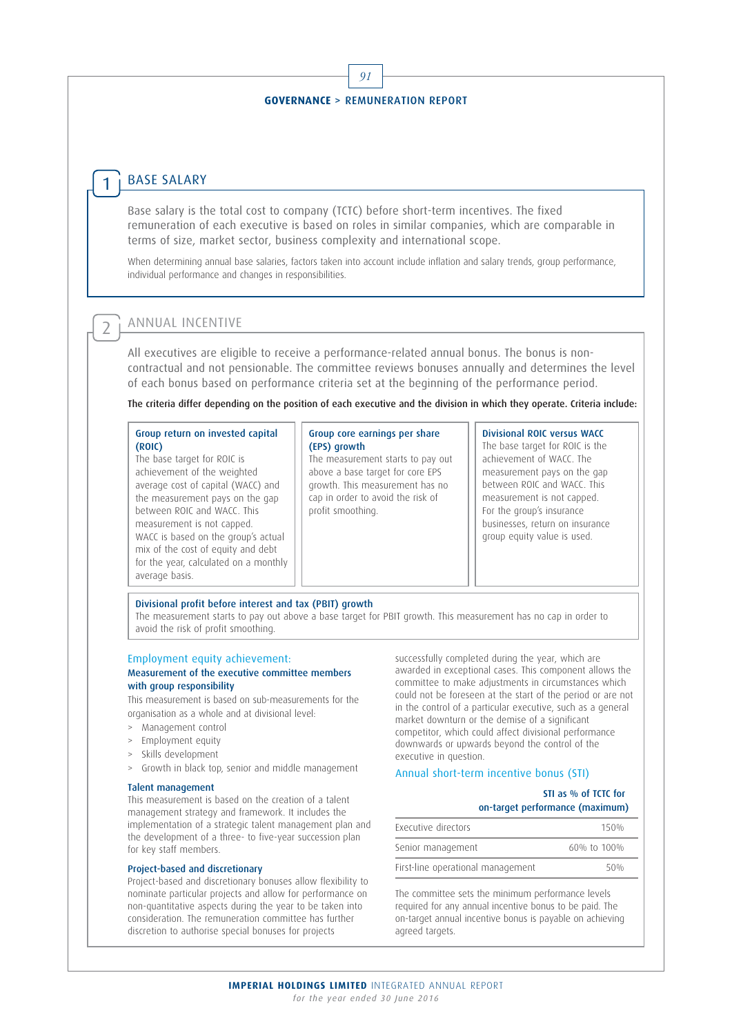## 1 BASE SALARY

Base salary is the total cost to company (TCTC) before short-term incentives. The fixed remuneration of each executive is based on roles in similar companies, which are comparable in terms of size, market sector, business complexity and international scope.

When determining annual base salaries, factors taken into account include inflation and salary trends, group performance, individual performance and changes in responsibilities.

## 2 ANNUAL INCENTIVE

All executives are eligible to receive a performance-related annual bonus. The bonus is non-contractual and not pensionable. The committee reviews bonuses annually and determines the level of each bonus based on performance criteria set at the beginning of the performance period.

**The criteria differ depending on the position of each executive and the division in which they operate. Criteria include:**

**Group return on invested capital (ROIC)**
The base target for ROIC is achievement of the weighted average cost of capital (WACC) and the measurement pays on the gap between ROIC and WACC. This measurement is not capped. WACC is based on the group's actual mix of the cost of equity and debt for the year, calculated on a monthly average basis.

**Group core earnings per share (EPS) growth**
The measurement starts to pay out above a base target for core EPS growth. This measurement has no cap in order to avoid the risk of profit smoothing.

**Divisional ROIC versus WACC**
The base target for ROIC is the achievement of WACC. The measurement pays on the gap between ROIC and WACC. This measurement is not capped. For the group's insurance businesses, return on insurance group equity value is used.

**Divisional profit before interest and tax (PBIT) growth**
The measurement starts to pay out above a base target for PBIT growth. This measurement has no cap in order to avoid the risk of profit smoothing.

### Employment equity achievement:

**Measurement of the executive committee members with group responsibility**

This measurement is based on sub-measurements for the organisation as a whole and at divisional level:

- Management control
- Employment equity
- Skills development
- Growth in black top, senior and middle management

**Talent management**

This measurement is based on the creation of a talent management strategy and framework. It includes the implementation of a strategic talent management plan and the development of a three- to five-year succession plan for key staff members.

**Project-based and discretionary**

Project-based and discretionary bonuses allow flexibility to nominate particular projects and allow for performance on non-quantitative aspects during the year to be taken into consideration. The remuneration committee has further discretion to authorise special bonuses for projects successfully completed during the year, which are awarded in exceptional cases. This component allows the committee to make adjustments in circumstances which could not be foreseen at the start of the period or are not in the control of a particular executive, such as a general market downturn or the demise of a significant competitor, which could affect divisional performance downwards or upwards beyond the control of the executive in question.

### Annual short-term incentive bonus (STI)

| | STI as % of TCTC for on-target performance (maximum) |
|---|---|
| Executive directors | 150% |
| Senior management | 60% to 100% |
| First-line operational management | 50% |

The committee sets the minimum performance levels required for any annual incentive bonus to be paid. The on-target annual incentive bonus is payable on achieving agreed targets.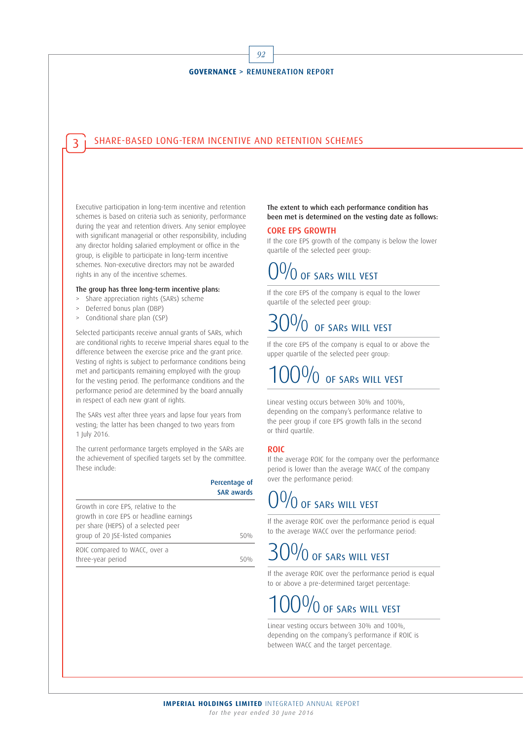## 3 SHARE-BASED LONG-TERM INCENTIVE AND RETENTION SCHEMES

Executive participation in long-term incentive and retention schemes is based on criteria such as seniority, performance during the year and retention drivers. Any senior employee with significant managerial or other responsibility, including any director holding salaried employment or office in the group, is eligible to participate in long-term incentive schemes. Non-executive directors may not be awarded rights in any of the incentive schemes.

**The group has three long-term incentive plans:**

- Share appreciation rights (SARs) scheme
- Deferred bonus plan (DBP)
- Conditional share plan (CSP)

Selected participants receive annual grants of SARs, which are conditional rights to receive Imperial shares equal to the difference between the exercise price and the grant price. Vesting of rights is subject to performance conditions being met and participants remaining employed with the group for the vesting period. The performance conditions and the performance period are determined by the board annually in respect of each new grant of rights.

The SARs vest after three years and lapse four years from vesting; the latter has been changed to two years from 1 July 2016.

The current performance targets employed in the SARs are the achievement of specified targets set by the committee. These include:

| | Percentage of SAR awards |
|---|---|
| Growth in core EPS, relative to the growth in core EPS or headline earnings per share (HEPS) of a selected peer group of 20 JSE-listed companies | 50% |
| ROIC compared to WACC, over a three-year period | 50% |

**The extent to which each performance condition has been met is determined on the vesting date as follows:**

### CORE EPS GROWTH

If the core EPS growth of the company is below the lower quartile of the selected peer group:

**0% OF SARs WILL VEST**

If the core EPS of the company is equal to the lower quartile of the selected peer group:

**30% OF SARs WILL VEST**

If the core EPS of the company is equal to or above the upper quartile of the selected peer group:

**100% OF SARs WILL VEST**

Linear vesting occurs between 30% and 100%, depending on the company's performance relative to the peer group if core EPS growth falls in the second or third quartile.

### ROIC

If the average ROIC for the company over the performance period is lower than the average WACC of the company over the performance period:

**0% OF SARs WILL VEST**

If the average ROIC over the performance period is equal to the average WACC over the performance period:

**30% OF SARs WILL VEST**

If the average ROIC over the performance period is equal to or above a pre-determined target percentage:

**100% OF SARs WILL VEST**

Linear vesting occurs between 30% and 100%, depending on the company's performance if ROIC is between WACC and the target percentage.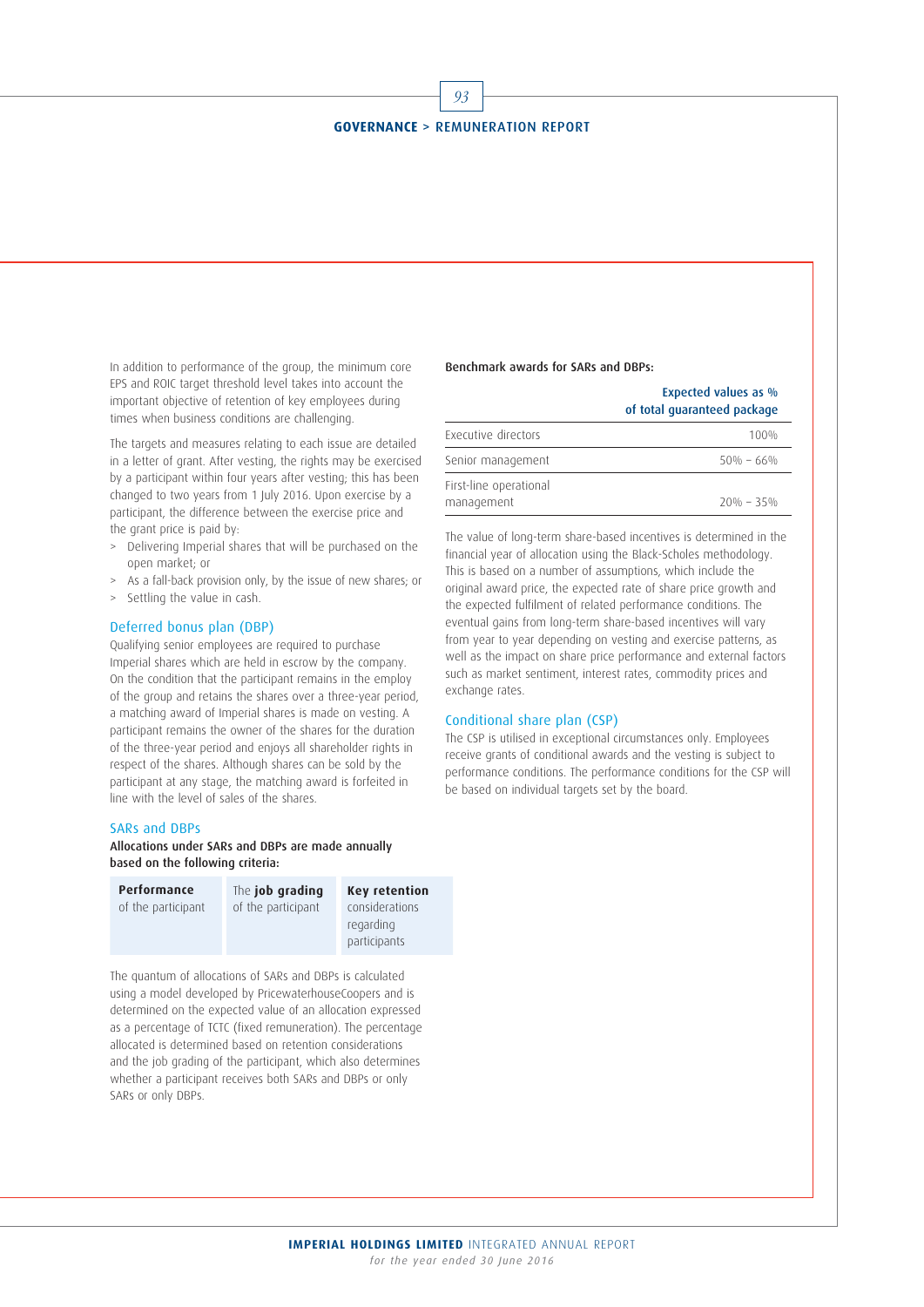In addition to performance of the group, the minimum core EPS and ROIC target threshold level takes into account the important objective of retention of key employees during times when business conditions are challenging.

The targets and measures relating to each issue are detailed in a letter of grant. After vesting, the rights may be exercised by a participant within four years after vesting; this has been changed to two years from 1 July 2016. Upon exercise by a participant, the difference between the exercise price and the grant price is paid by:

> Delivering Imperial shares that will be purchased on the open market; or
> As a fall-back provision only, by the issue of new shares; or
> Settling the value in cash.

### Deferred bonus plan (DBP)

Qualifying senior employees are required to purchase Imperial shares which are held in escrow by the company. On the condition that the participant remains in the employ of the group and retains the shares over a three-year period, a matching award of Imperial shares is made on vesting. A participant remains the owner of the shares for the duration of the three-year period and enjoys all shareholder rights in respect of the shares. Although shares can be sold by the participant at any stage, the matching award is forfeited in line with the level of sales of the shares.

### SARs and DBPs

**Allocations under SARs and DBPs are made annually based on the following criteria:**

| **Performance** of the participant | The **job grading** of the participant | **Key retention** considerations regarding participants |
|---|---|---|

The quantum of allocations of SARs and DBPs is calculated using a model developed by PricewaterhouseCoopers and is determined on the expected value of an allocation expressed as a percentage of TCTC (fixed remuneration). The percentage allocated is determined based on retention considerations and the job grading of the participant, which also determines whether a participant receives both SARs and DBPs or only SARs or only DBPs.

**Benchmark awards for SARs and DBPs:**

| | Expected values as % of total guaranteed package |
|---|---|
| Executive directors | 100% |
| Senior management | 50% – 66% |
| First-line operational management | 20% – 35% |

The value of long-term share-based incentives is determined in the financial year of allocation using the Black-Scholes methodology. This is based on a number of assumptions, which include the original award price, the expected rate of share price growth and the expected fulfilment of related performance conditions. The eventual gains from long-term share-based incentives will vary from year to year depending on vesting and exercise patterns, as well as the impact on share price performance and external factors such as market sentiment, interest rates, commodity prices and exchange rates.

### Conditional share plan (CSP)

The CSP is utilised in exceptional circumstances only. Employees receive grants of conditional awards and the vesting is subject to performance conditions. The performance conditions for the CSP will be based on individual targets set by the board.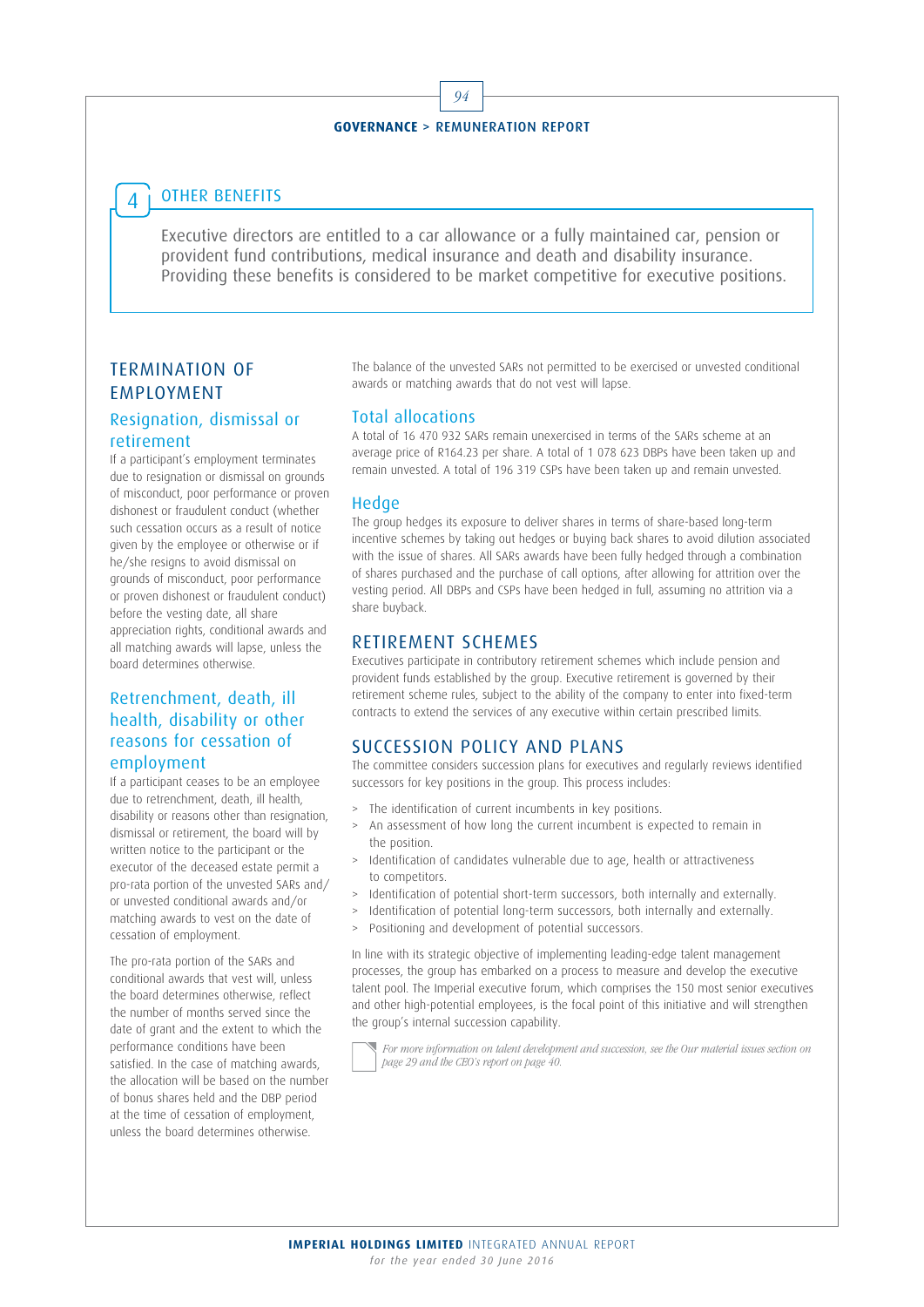## 4 OTHER BENEFITS

Executive directors are entitled to a car allowance or a fully maintained car, pension or provident fund contributions, medical insurance and death and disability insurance. Providing these benefits is considered to be market competitive for executive positions.

## TERMINATION OF EMPLOYMENT

### Resignation, dismissal or retirement

If a participant's employment terminates due to resignation or dismissal on grounds of misconduct, poor performance or proven dishonest or fraudulent conduct (whether such cessation occurs as a result of notice given by the employee or otherwise or if he/she resigns to avoid dismissal on grounds of misconduct, poor performance or proven dishonest or fraudulent conduct) before the vesting date, all share appreciation rights, conditional awards and all matching awards will lapse, unless the board determines otherwise.

### Retrenchment, death, ill health, disability or other reasons for cessation of employment

If a participant ceases to be an employee due to retrenchment, death, ill health, disability or reasons other than resignation, dismissal or retirement, the board will by written notice to the participant or the executor of the deceased estate permit a pro-rata portion of the unvested SARs and/or unvested conditional awards and/or matching awards to vest on the date of cessation of employment.

The pro-rata portion of the SARs and conditional awards that vest will, unless the board determines otherwise, reflect the number of months served since the date of grant and the extent to which the performance conditions have been satisfied. In the case of matching awards, the allocation will be based on the number of bonus shares held and the DBP period at the time of cessation of employment, unless the board determines otherwise.

The balance of the unvested SARs not permitted to be exercised or unvested conditional awards or matching awards that do not vest will lapse.

### Total allocations

A total of 16 470 932 SARs remain unexercised in terms of the SARs scheme at an average price of R164.23 per share. A total of 1 078 623 DBPs have been taken up and remain unvested. A total of 196 319 CSPs have been taken up and remain unvested.

### Hedge

The group hedges its exposure to deliver shares in terms of share-based long-term incentive schemes by taking out hedges or buying back shares to avoid dilution associated with the issue of shares. All SARs awards have been fully hedged through a combination of shares purchased and the purchase of call options, after allowing for attrition over the vesting period. All DBPs and CSPs have been hedged in full, assuming no attrition via a share buyback.

## RETIREMENT SCHEMES

Executives participate in contributory retirement schemes which include pension and provident funds established by the group. Executive retirement is governed by their retirement scheme rules, subject to the ability of the company to enter into fixed-term contracts to extend the services of any executive within certain prescribed limits.

## SUCCESSION POLICY AND PLANS

The committee considers succession plans for executives and regularly reviews identified successors for key positions in the group. This process includes:

- The identification of current incumbents in key positions.
- An assessment of how long the current incumbent is expected to remain in the position.
- Identification of candidates vulnerable due to age, health or attractiveness to competitors.
- Identification of potential short-term successors, both internally and externally.
- Identification of potential long-term successors, both internally and externally.
- Positioning and development of potential successors.

In line with its strategic objective of implementing leading-edge talent management processes, the group has embarked on a process to measure and develop the executive talent pool. The Imperial executive forum, which comprises the 150 most senior executives and other high-potential employees, is the focal point of this initiative and will strengthen the group's internal succession capability.

*For more information on talent development and succession, see the Our material issues section on page 29 and the CEO's report on page 40.*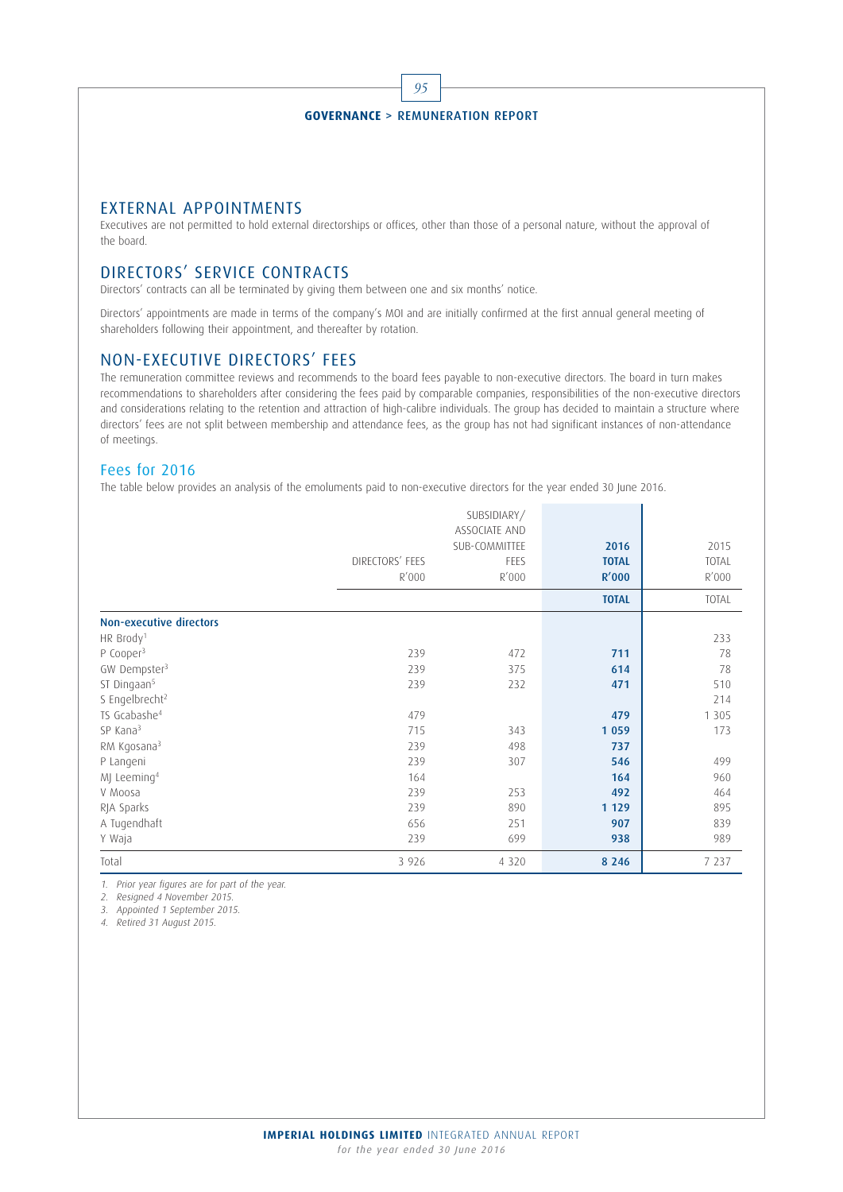## EXTERNAL APPOINTMENTS

Executives are not permitted to hold external directorships or offices, other than those of a personal nature, without the approval of the board.

## DIRECTORS' SERVICE CONTRACTS

Directors' contracts can all be terminated by giving them between one and six months' notice.

Directors' appointments are made in terms of the company's MOI and are initially confirmed at the first annual general meeting of shareholders following their appointment, and thereafter by rotation.

## NON-EXECUTIVE DIRECTORS' FEES

The remuneration committee reviews and recommends to the board fees payable to non-executive directors. The board in turn makes recommendations to shareholders after considering the fees paid by comparable companies, responsibilities of the non-executive directors and considerations relating to the retention and attraction of high-calibre individuals. The group has decided to maintain a structure where directors' fees are not split between membership and attendance fees, as the group has not had significant instances of non-attendance of meetings.

### Fees for 2016

The table below provides an analysis of the emoluments paid to non-executive directors for the year ended 30 June 2016.

| | DIRECTORS' FEES R'000 | SUBSIDIARY/ ASSOCIATE AND SUB-COMMITTEE FEES R'000 | **2016 TOTAL R'000** | 2015 TOTAL R'000 |
|---|---|---|---|---|
| | | | **TOTAL** | TOTAL |
| **Non-executive directors** | | | | |
| HR Brody[1] | | | | 233 |
| P Cooper[3] | 239 | 472 | **711** | 78 |
| GW Dempster[3] | 239 | 375 | **614** | 78 |
| ST Dingaan[5] | 239 | 232 | **471** | 510 |
| S Engelbrecht[2] | | | | 214 |
| TS Gcabashe[4] | 479 | | **479** | 1 305 |
| SP Kana[3] | 715 | 343 | **1 059** | 173 |
| RM Kgosana[3] | 239 | 498 | **737** | |
| P Langeni | 239 | 307 | **546** | 499 |
| MJ Leeming[4] | 164 | | **164** | 960 |
| V Moosa | 239 | 253 | **492** | 464 |
| RJA Sparks | 239 | 890 | **1 129** | 895 |
| A Tugendhaft | 656 | 251 | **907** | 839 |
| Y Waja | 239 | 699 | **938** | 989 |
| Total | 3 926 | 4 320 | **8 246** | 7 237 |

*1. Prior year figures are for part of the year.*
*2. Resigned 4 November 2015.*
*3. Appointed 1 September 2015.*
*4. Retired 31 August 2015.*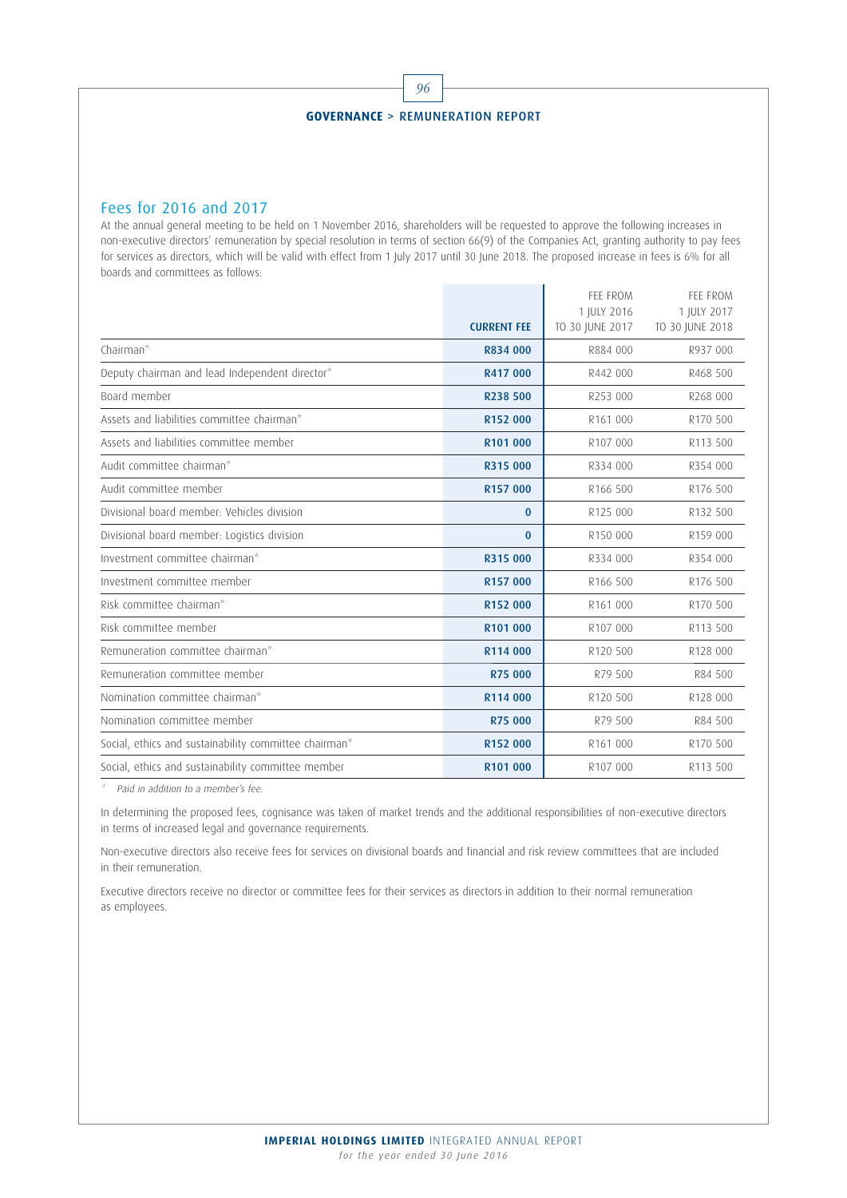## Fees for 2016 and 2017

At the annual general meeting to be held on 1 November 2016, shareholders will be requested to approve the following increases in non-executive directors' remuneration by special resolution in terms of section 66(9) of the Companies Act, granting authority to pay fees for services as directors, which will be valid with effect from 1 July 2017 until 30 June 2018. The proposed increase in fees is 6% for all boards and committees as follows:

| | CURRENT FEE | FEE FROM 1 JULY 2016 TO 30 JUNE 2017 | FEE FROM 1 JULY 2017 TO 30 JUNE 2018 |
|---|---|---|---|
| Chairman* | **R834 000** | R884 000 | R937 000 |
| Deputy chairman and lead Independent director* | **R417 000** | R442 000 | R468 500 |
| Board member | **R238 500** | R253 000 | R268 000 |
| Assets and liabilities committee chairman* | **R152 000** | R161 000 | R170 500 |
| Assets and liabilities committee member | **R101 000** | R107 000 | R113 500 |
| Audit committee chairman* | **R315 000** | R334 000 | R354 000 |
| Audit committee member | **R157 000** | R166 500 | R176 500 |
| Divisional board member: Vehicles division | **0** | R125 000 | R132 500 |
| Divisional board member: Logistics division | **0** | R150 000 | R159 000 |
| Investment committee chairman* | **R315 000** | R334 000 | R354 000 |
| Investment committee member | **R157 000** | R166 500 | R176 500 |
| Risk committee chairman* | **R152 000** | R161 000 | R170 500 |
| Risk committee member | **R101 000** | R107 000 | R113 500 |
| Remuneration committee chairman* | **R114 000** | R120 500 | R128 000 |
| Remuneration committee member | **R75 000** | R79 500 | R84 500 |
| Nomination committee chairman* | **R114 000** | R120 500 | R128 000 |
| Nomination committee member | **R75 000** | R79 500 | R84 500 |
| Social, ethics and sustainability committee chairman* | **R152 000** | R161 000 | R170 500 |
| Social, ethics and sustainability committee member | **R101 000** | R107 000 | R113 500 |

\* *Paid in addition to a member's fee.*

In determining the proposed fees, cognisance was taken of market trends and the additional responsibilities of non-executive directors in terms of increased legal and governance requirements.

Non-executive directors also receive fees for services on divisional boards and financial and risk review committees that are included in their remuneration.

Executive directors receive no director or committee fees for their services as directors in addition to their normal remuneration as employees.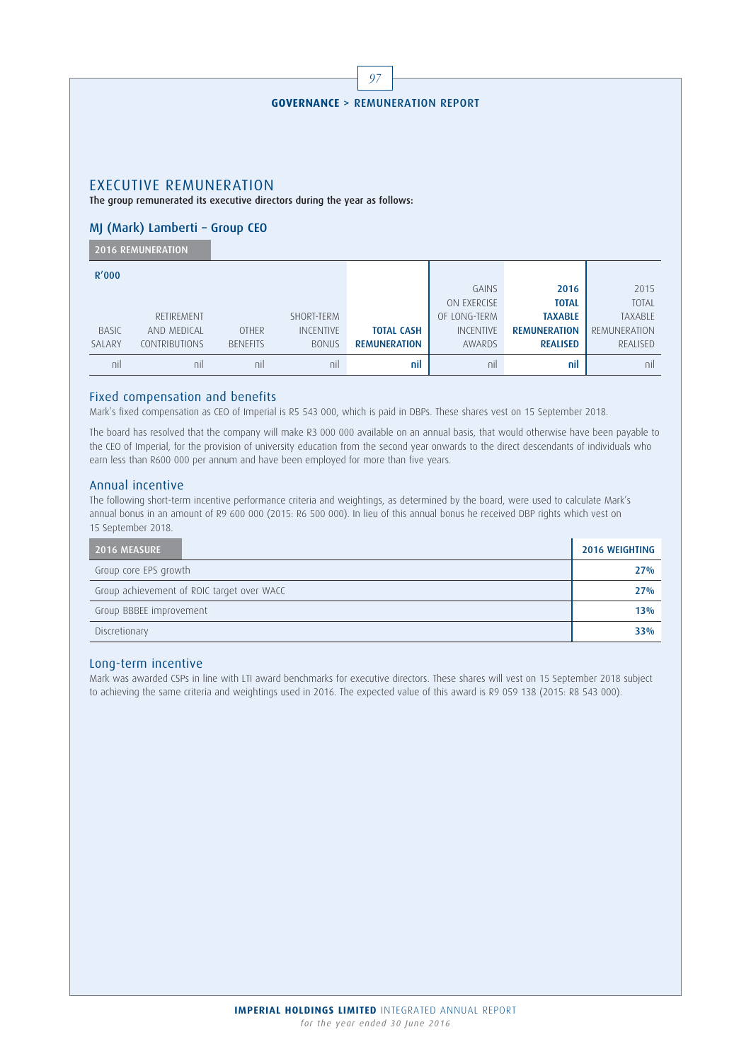# EXECUTIVE REMUNERATION

**The group remunerated its executive directors during the year as follows:**

## MJ (Mark) Lamberti – Group CEO

**2016 REMUNERATION**

| R'000<br>BASIC SALARY | RETIREMENT AND MEDICAL CONTRIBUTIONS | OTHER BENEFITS | SHORT-TERM INCENTIVE BONUS | **TOTAL CASH REMUNERATION** | GAINS ON EXERCISE OF LONG-TERM INCENTIVE AWARDS | **2016 TOTAL TAXABLE REMUNERATION REALISED** | 2015 TOTAL TAXABLE REMUNERATION REALISED |
|---|---|---|---|---|---|---|---|
| nil | nil | nil | nil | **nil** | nil | **nil** | nil |

### Fixed compensation and benefits

Mark's fixed compensation as CEO of Imperial is R5 543 000, which is paid in DBPs. These shares vest on 15 September 2018.

The board has resolved that the company will make R3 000 000 available on an annual basis, that would otherwise have been payable to the CEO of Imperial, for the provision of university education from the second year onwards to the direct descendants of individuals who earn less than R600 000 per annum and have been employed for more than five years.

### Annual incentive

The following short-term incentive performance criteria and weightings, as determined by the board, were used to calculate Mark's annual bonus in an amount of R9 600 000 (2015: R6 500 000). In lieu of this annual bonus he received DBP rights which vest on 15 September 2018.

| 2016 MEASURE | 2016 WEIGHTING |
|---|---|
| Group core EPS growth | **27%** |
| Group achievement of ROIC target over WACC | **27%** |
| Group BBBEE improvement | **13%** |
| Discretionary | **33%** |

### Long-term incentive

Mark was awarded CSPs in line with LTI award benchmarks for executive directors. These shares will vest on 15 September 2018 subject to achieving the same criteria and weightings used in 2016. The expected value of this award is R9 059 138 (2015: R8 543 000).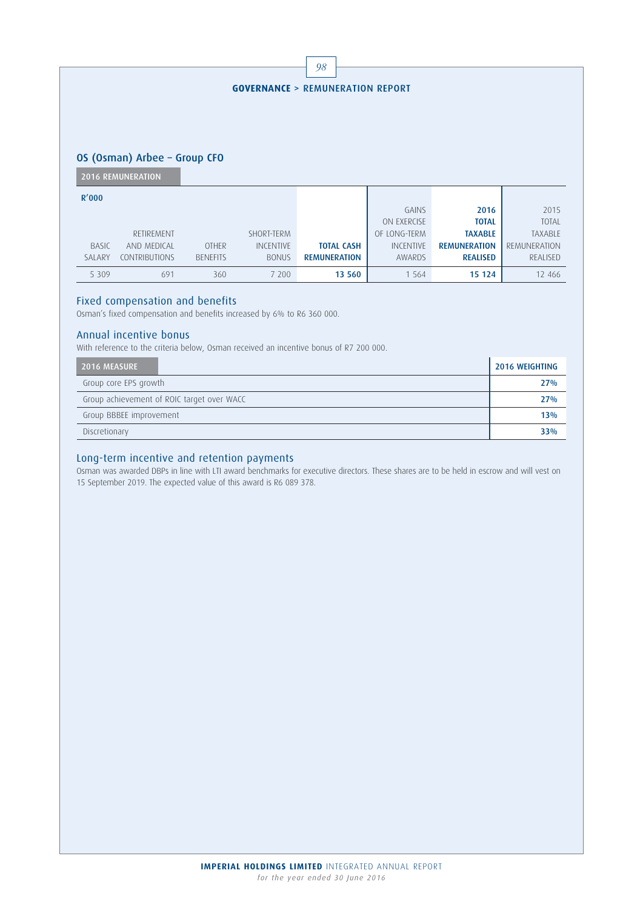## OS (Osman) Arbee – Group CFO

**2016 REMUNERATION**

| R'000 BASIC SALARY | RETIREMENT AND MEDICAL CONTRIBUTIONS | OTHER BENEFITS | SHORT-TERM INCENTIVE BONUS | **TOTAL CASH REMUNERATION** | GAINS ON EXERCISE OF LONG-TERM INCENTIVE AWARDS | **2016 TOTAL TAXABLE REMUNERATION REALISED** | 2015 TOTAL TAXABLE REMUNERATION REALISED |
|---|---|---|---|---|---|---|---|
| 5 309 | 691 | 360 | 7 200 | **13 560** | 1 564 | **15 124** | 12 466 |

### Fixed compensation and benefits

Osman's fixed compensation and benefits increased by 6% to R6 360 000.

### Annual incentive bonus

With reference to the criteria below, Osman received an incentive bonus of R7 200 000.

| 2016 MEASURE | 2016 WEIGHTING |
|---|---|
| Group core EPS growth | **27%** |
| Group achievement of ROIC target over WACC | **27%** |
| Group BBBEE improvement | **13%** |
| Discretionary | **33%** |

### Long-term incentive and retention payments

Osman was awarded DBPs in line with LTI award benchmarks for executive directors. These shares are to be held in escrow and will vest on 15 September 2019. The expected value of this award is R6 089 378.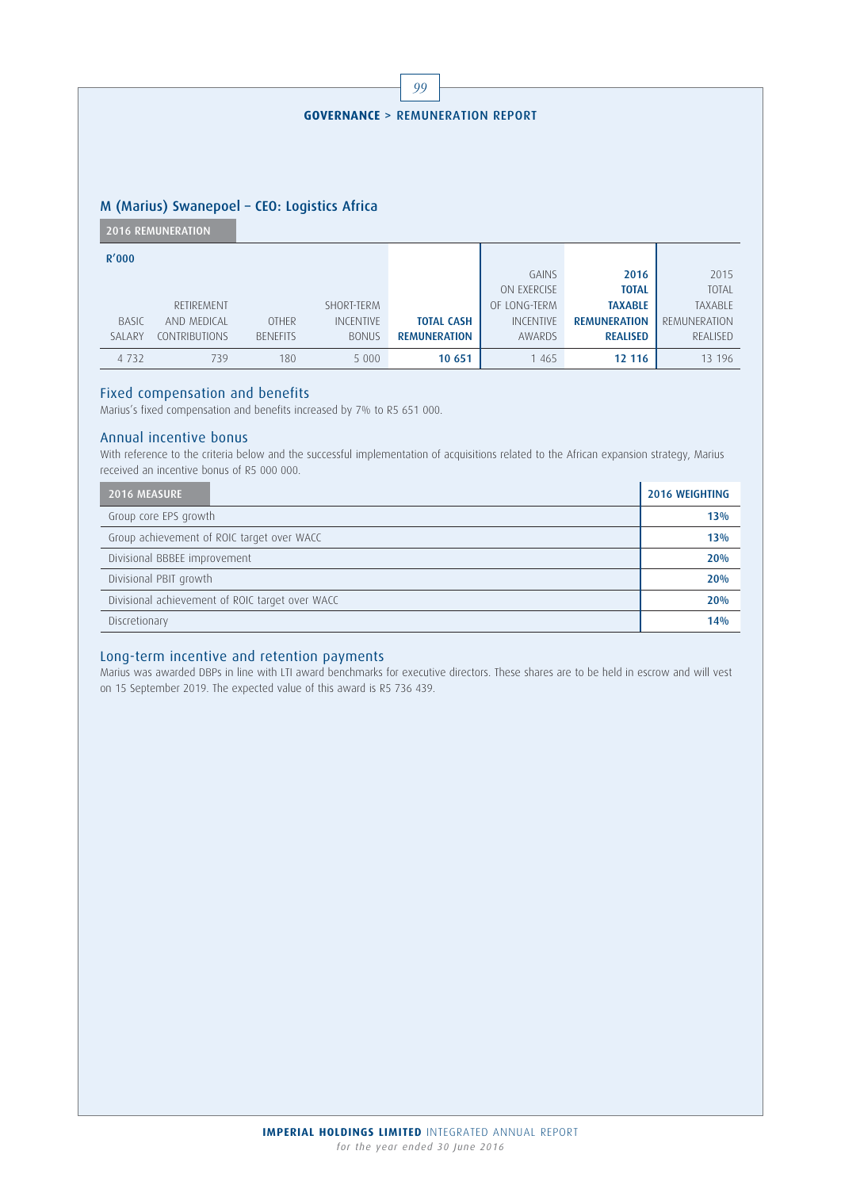## M (Marius) Swanepoel – CEO: Logistics Africa

**2016 REMUNERATION**

| R'000 | | | | | | | |
|---|---|---|---|---|---|---|---|
| BASIC SALARY | RETIREMENT AND MEDICAL CONTRIBUTIONS | OTHER BENEFITS | SHORT-TERM INCENTIVE BONUS | **TOTAL CASH REMUNERATION** | GAINS ON EXERCISE OF LONG-TERM INCENTIVE AWARDS | **2016 TOTAL TAXABLE REMUNERATION REALISED** | 2015 TOTAL TAXABLE REMUNERATION REALISED |
| 4 732 | 739 | 180 | 5 000 | **10 651** | 1 465 | **12 116** | 13 196 |

### Fixed compensation and benefits

Marius's fixed compensation and benefits increased by 7% to R5 651 000.

### Annual incentive bonus

With reference to the criteria below and the successful implementation of acquisitions related to the African expansion strategy, Marius received an incentive bonus of R5 000 000.

| 2016 MEASURE | 2016 WEIGHTING |
|---|---|
| Group core EPS growth | **13%** |
| Group achievement of ROIC target over WACC | **13%** |
| Divisional BBBEE improvement | **20%** |
| Divisional PBIT growth | **20%** |
| Divisional achievement of ROIC target over WACC | **20%** |
| Discretionary | **14%** |

### Long-term incentive and retention payments

Marius was awarded DBPs in line with LTI award benchmarks for executive directors. These shares are to be held in escrow and will vest on 15 September 2019. The expected value of this award is R5 736 439.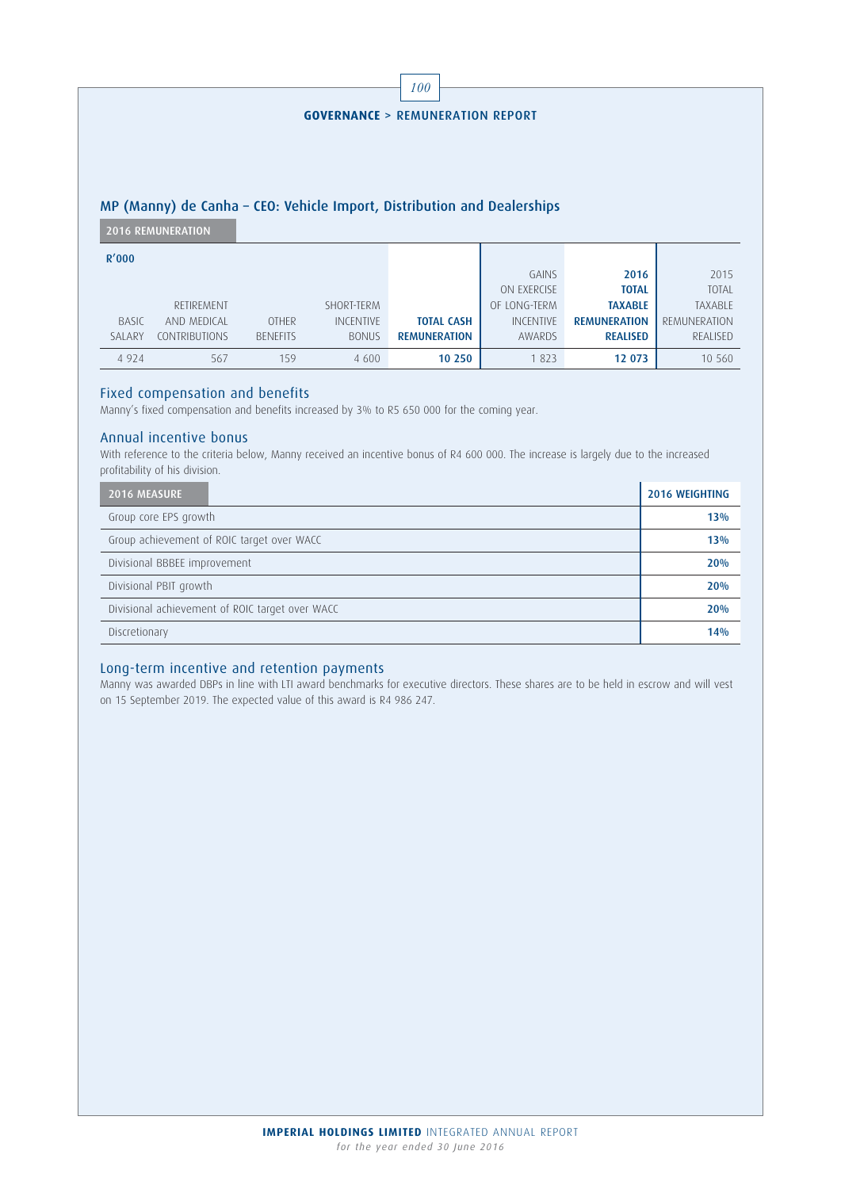## MP (Manny) de Canha – CEO: Vehicle Import, Distribution and Dealerships

**2016 REMUNERATION**

| R'000 | | | | | | | |
|---|---|---|---|---|---|---|---|
| BASIC SALARY | RETIREMENT AND MEDICAL CONTRIBUTIONS | OTHER BENEFITS | SHORT-TERM INCENTIVE BONUS | **TOTAL CASH REMUNERATION** | GAINS ON EXERCISE OF LONG-TERM INCENTIVE AWARDS | **2016 TOTAL TAXABLE REMUNERATION REALISED** | 2015 TOTAL TAXABLE REMUNERATION REALISED |
| 4 924 | 567 | 159 | 4 600 | **10 250** | 1 823 | **12 073** | 10 560 |

### Fixed compensation and benefits

Manny's fixed compensation and benefits increased by 3% to R5 650 000 for the coming year.

### Annual incentive bonus

With reference to the criteria below, Manny received an incentive bonus of R4 600 000. The increase is largely due to the increased profitability of his division.

| 2016 MEASURE | 2016 WEIGHTING |
|---|---|
| Group core EPS growth | **13%** |
| Group achievement of ROIC target over WACC | **13%** |
| Divisional BBBEE improvement | **20%** |
| Divisional PBIT growth | **20%** |
| Divisional achievement of ROIC target over WACC | **20%** |
| Discretionary | **14%** |

### Long-term incentive and retention payments

Manny was awarded DBPs in line with LTI award benchmarks for executive directors. These shares are to be held in escrow and will vest on 15 September 2019. The expected value of this award is R4 986 247.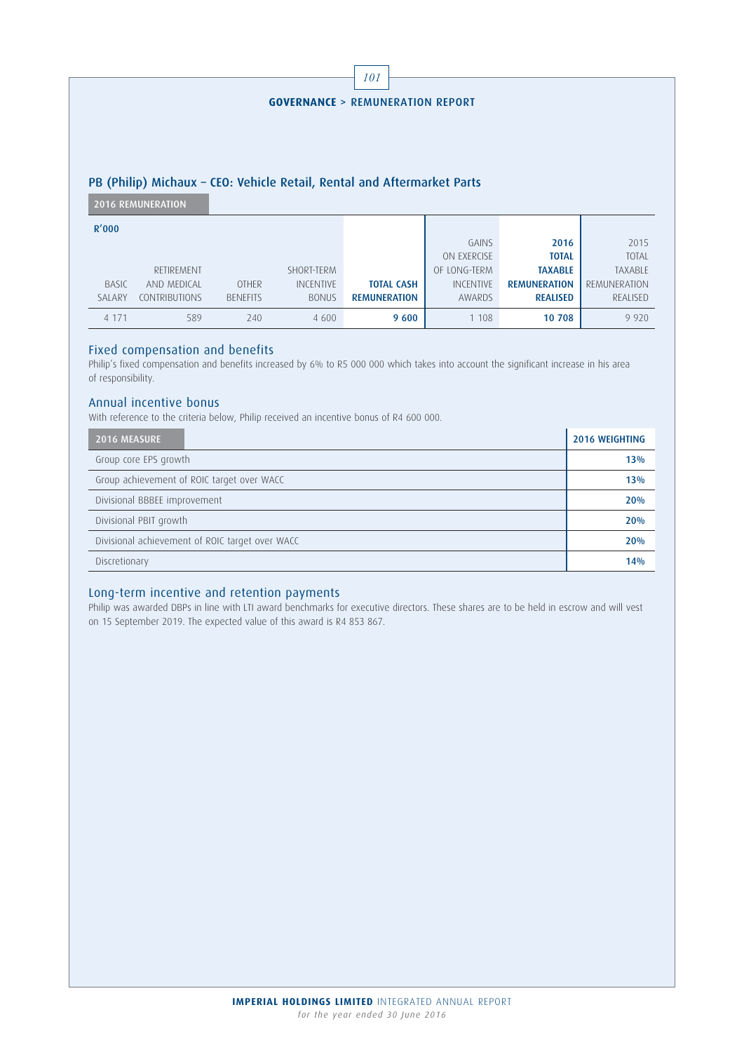## PB (Philip) Michaux – CEO: Vehicle Retail, Rental and Aftermarket Parts

**2016 REMUNERATION**

**R'000**

| BASIC SALARY | RETIREMENT AND MEDICAL CONTRIBUTIONS | OTHER BENEFITS | SHORT-TERM INCENTIVE BONUS | **TOTAL CASH REMUNERATION** | GAINS ON EXERCISE OF LONG-TERM INCENTIVE AWARDS | **2016 TOTAL TAXABLE REMUNERATION REALISED** | 2015 TOTAL TAXABLE REMUNERATION REALISED |
|---|---|---|---|---|---|---|---|
| 4 171 | 589 | 240 | 4 600 | **9 600** | 1 108 | **10 708** | 9 920 |

### Fixed compensation and benefits

Philip's fixed compensation and benefits increased by 6% to R5 000 000 which takes into account the significant increase in his area of responsibility.

### Annual incentive bonus

With reference to the criteria below, Philip received an incentive bonus of R4 600 000.

| 2016 MEASURE | 2016 WEIGHTING |
|---|---|
| Group core EPS growth | **13%** |
| Group achievement of ROIC target over WACC | **13%** |
| Divisional BBBEE improvement | **20%** |
| Divisional PBIT growth | **20%** |
| Divisional achievement of ROIC target over WACC | **20%** |
| Discretionary | **14%** |

### Long-term incentive and retention payments

Philip was awarded DBPs in line with LTI award benchmarks for executive directors. These shares are to be held in escrow and will vest on 15 September 2019. The expected value of this award is R4 853 867.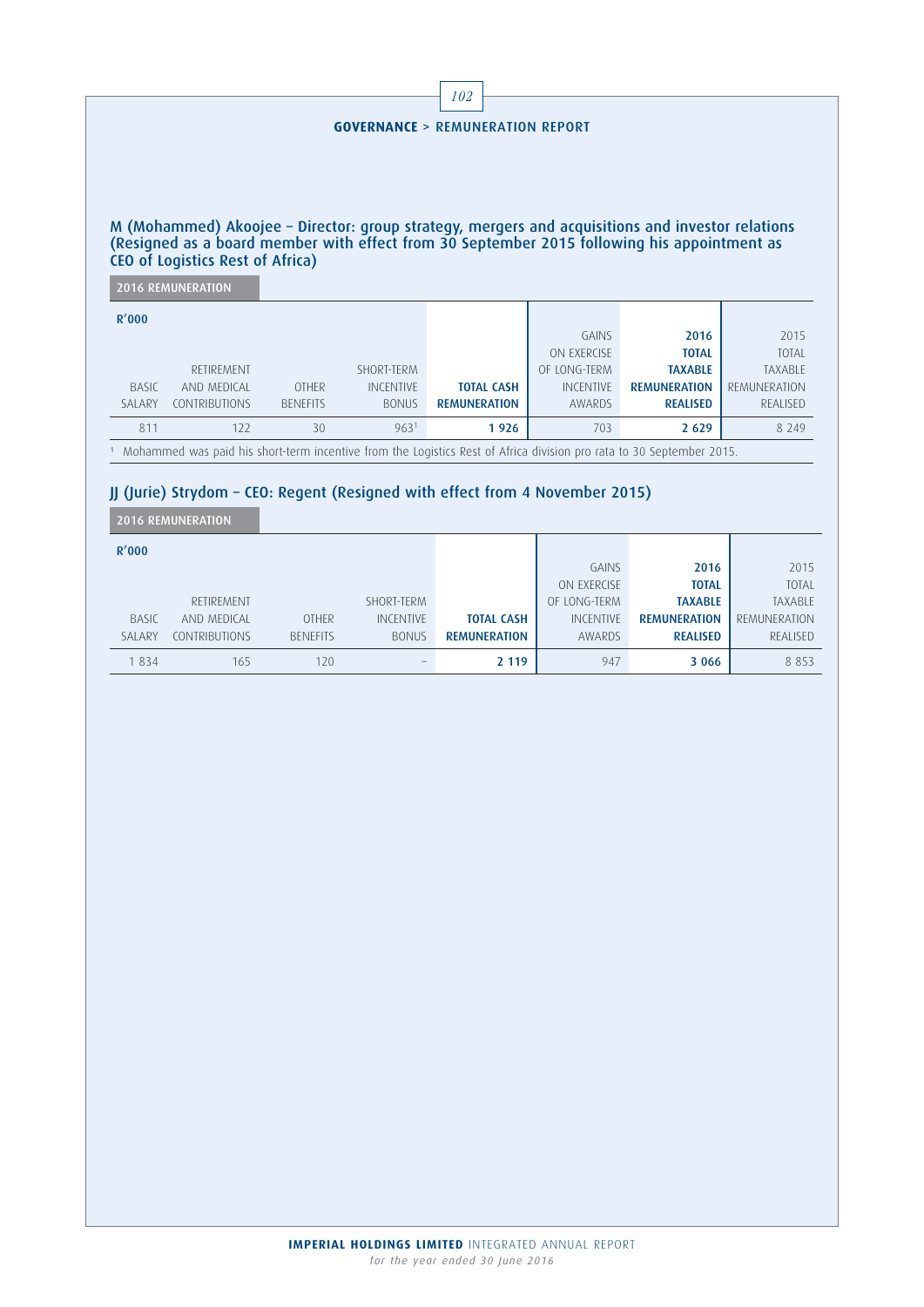## M (Mohammed) Akoojee – Director: group strategy, mergers and acquisitions and investor relations (Resigned as a board member with effect from 30 September 2015 following his appointment as CEO of Logistics Rest of Africa)

**2016 REMUNERATION**

| R'000<br>BASIC SALARY | RETIREMENT AND MEDICAL CONTRIBUTIONS | OTHER BENEFITS | SHORT-TERM INCENTIVE BONUS | **TOTAL CASH REMUNERATION** | GAINS ON EXERCISE OF LONG-TERM INCENTIVE AWARDS | **2016 TOTAL TAXABLE REMUNERATION REALISED** | 2015 TOTAL TAXABLE REMUNERATION REALISED |
|---|---|---|---|---|---|---|---|
| 811 | 122 | 30 | 963[1] | **1 926** | 703 | **2 629** | 8 249 |

[1] Mohammed was paid his short-term incentive from the Logistics Rest of Africa division pro rata to 30 September 2015.

## JJ (Jurie) Strydom – CEO: Regent (Resigned with effect from 4 November 2015)

**2016 REMUNERATION**

| R'000<br>BASIC SALARY | RETIREMENT AND MEDICAL CONTRIBUTIONS | OTHER BENEFITS | SHORT-TERM INCENTIVE BONUS | **TOTAL CASH REMUNERATION** | GAINS ON EXERCISE OF LONG-TERM INCENTIVE AWARDS | **2016 TOTAL TAXABLE REMUNERATION REALISED** | 2015 TOTAL TAXABLE REMUNERATION REALISED |
|---|---|---|---|---|---|---|---|
| 1 834 | 165 | 120 | – | **2 119** | 947 | **3 066** | 8 853 |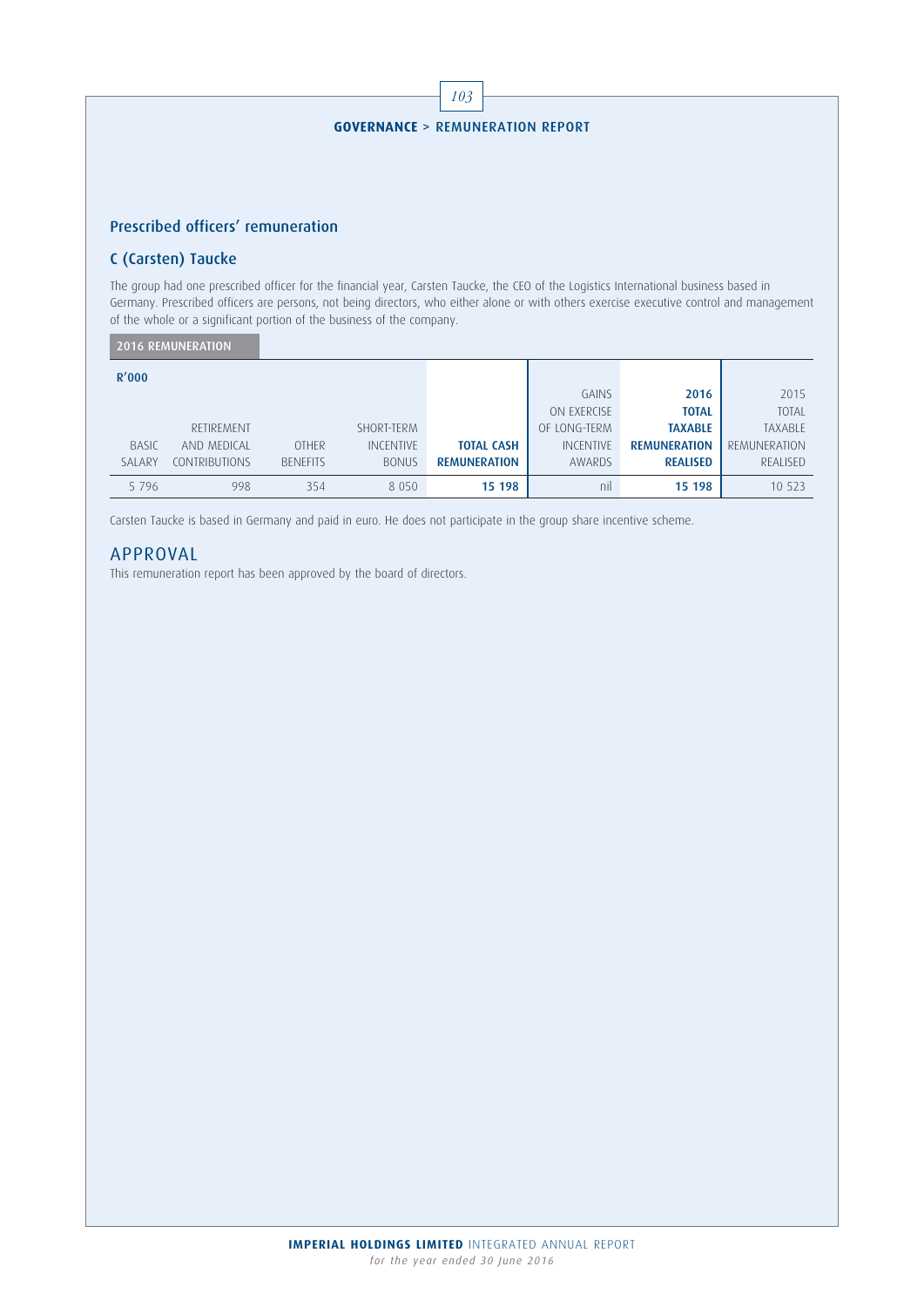## Prescribed officers' remuneration

### C (Carsten) Taucke

The group had one prescribed officer for the financial year, Carsten Taucke, the CEO of the Logistics International business based in Germany. Prescribed officers are persons, not being directors, who either alone or with others exercise executive control and management of the whole or a significant portion of the business of the company.

**2016 REMUNERATION**

**R'000**

| BASIC SALARY | RETIREMENT AND MEDICAL CONTRIBUTIONS | OTHER BENEFITS | SHORT-TERM INCENTIVE BONUS | **TOTAL CASH REMUNERATION** | GAINS ON EXERCISE OF LONG-TERM INCENTIVE AWARDS | **2016 TOTAL TAXABLE REMUNERATION REALISED** | 2015 TOTAL TAXABLE REMUNERATION REALISED |
|---|---|---|---|---|---|---|---|
| 5 796 | 998 | 354 | 8 050 | **15 198** | nil | **15 198** | 10 523 |

Carsten Taucke is based in Germany and paid in euro. He does not participate in the group share incentive scheme.

## APPROVAL

This remuneration report has been approved by the board of directors.